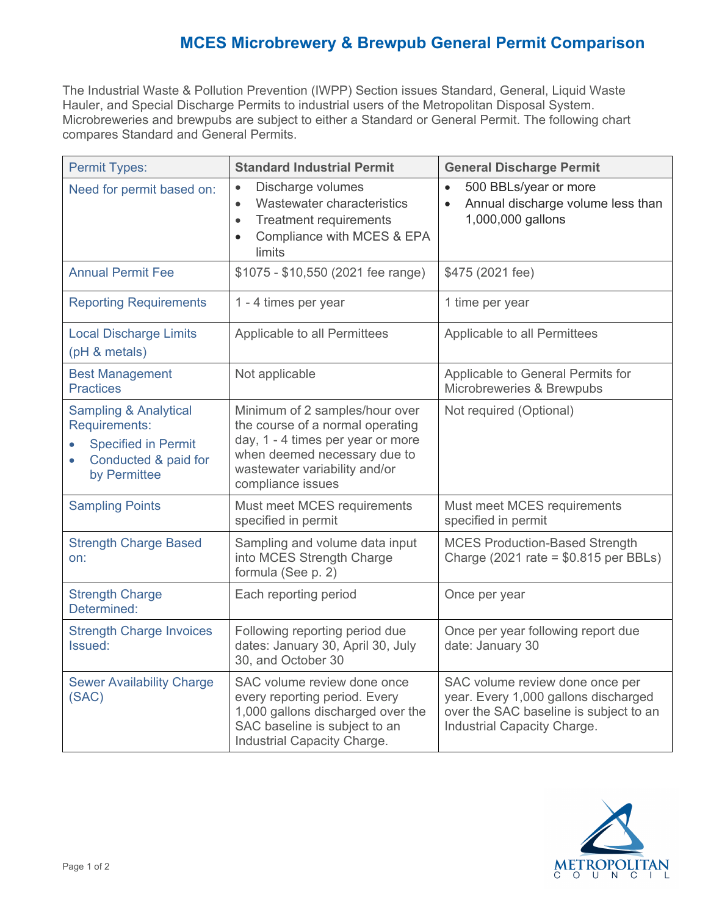# MCES Microbrewery & Brewpub General Permit Comparison

The Industrial Waste & Pollution Prevention (IWPP) Section issues Standard, General, Liquid Waste Hauler, and Special Discharge Permits to industrial users of the Metropolitan Disposal System. Microbreweries and brewpubs are subject to either a Standard or General Permit. The following chart compares Standard and General Permits.

| Permit Types: | Standard Industrial Permit | General Discharge Permit |
|---|---|---|
| Need for permit based on: | • Discharge volumes<br>• Wastewater characteristics<br>• Treatment requirements<br>• Compliance with MCES & EPA limits | • 500 BBLs/year or more<br>• Annual discharge volume less than 1,000,000 gallons |
| Annual Permit Fee | $1075 - $10,550 (2021 fee range) | $475 (2021 fee) |
| Reporting Requirements | 1 - 4 times per year | 1 time per year |
| Local Discharge Limits (pH & metals) | Applicable to all Permittees | Applicable to all Permittees |
| Best Management Practices | Not applicable | Applicable to General Permits for Microbreweries & Brewpubs |
| Sampling & Analytical Requirements:<br>• Specified in Permit<br>• Conducted & paid for by Permittee | Minimum of 2 samples/hour over the course of a normal operating day, 1 - 4 times per year or more when deemed necessary due to wastewater variability and/or compliance issues | Not required (Optional) |
| Sampling Points | Must meet MCES requirements specified in permit | Must meet MCES requirements specified in permit |
| Strength Charge Based on: | Sampling and volume data input into MCES Strength Charge formula (See p. 2) | MCES Production-Based Strength Charge (2021 rate = $0.815 per BBLs) |
| Strength Charge Determined: | Each reporting period | Once per year |
| Strength Charge Invoices Issued: | Following reporting period due dates: January 30, April 30, July 30, and October 30 | Once per year following report due date: January 30 |
| Sewer Availability Charge (SAC) | SAC volume review done once every reporting period. Every 1,000 gallons discharged over the SAC baseline is subject to an Industrial Capacity Charge. | SAC volume review done once per year. Every 1,000 gallons discharged over the SAC baseline is subject to an Industrial Capacity Charge. |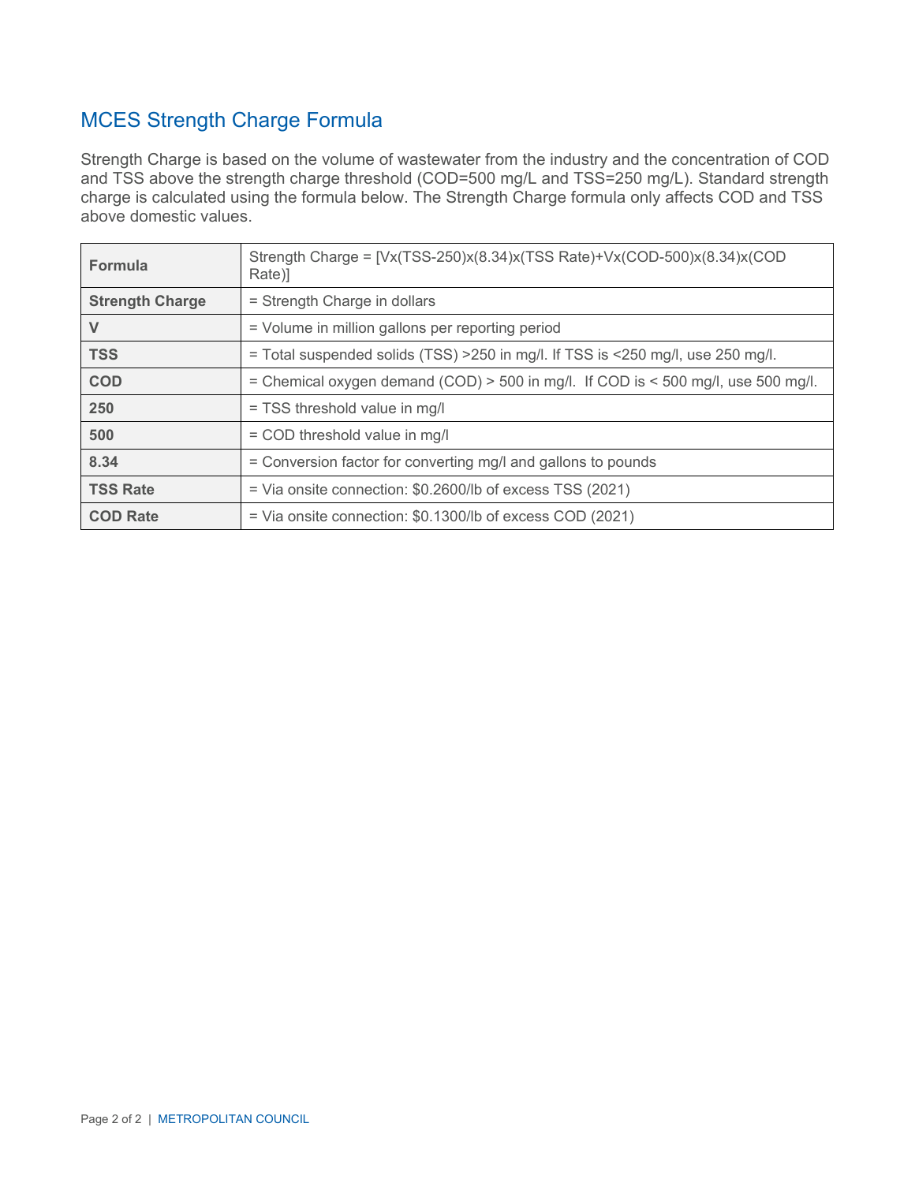## MCES Strength Charge Formula

Strength Charge is based on the volume of wastewater from the industry and the concentration of COD and TSS above the strength charge threshold (COD=500 mg/L and TSS=250 mg/L). Standard strength charge is calculated using the formula below. The Strength Charge formula only affects COD and TSS above domestic values.

| | |
|---|---|
| **Formula** | Strength Charge = [Vx(TSS-250)x(8.34)x(TSS Rate)+Vx(COD-500)x(8.34)x(COD Rate)] |
| **Strength Charge** | = Strength Charge in dollars |
| **V** | = Volume in million gallons per reporting period |
| **TSS** | = Total suspended solids (TSS) >250 in mg/l. If TSS is <250 mg/l, use 250 mg/l. |
| **COD** | = Chemical oxygen demand (COD) > 500 in mg/l. If COD is < 500 mg/l, use 500 mg/l. |
| **250** | = TSS threshold value in mg/l |
| **500** | = COD threshold value in mg/l |
| **8.34** | = Conversion factor for converting mg/l and gallons to pounds |
| **TSS Rate** | = Via onsite connection: $0.2600/lb of excess TSS (2021) |
| **COD Rate** | = Via onsite connection: $0.1300/lb of excess COD (2021) |